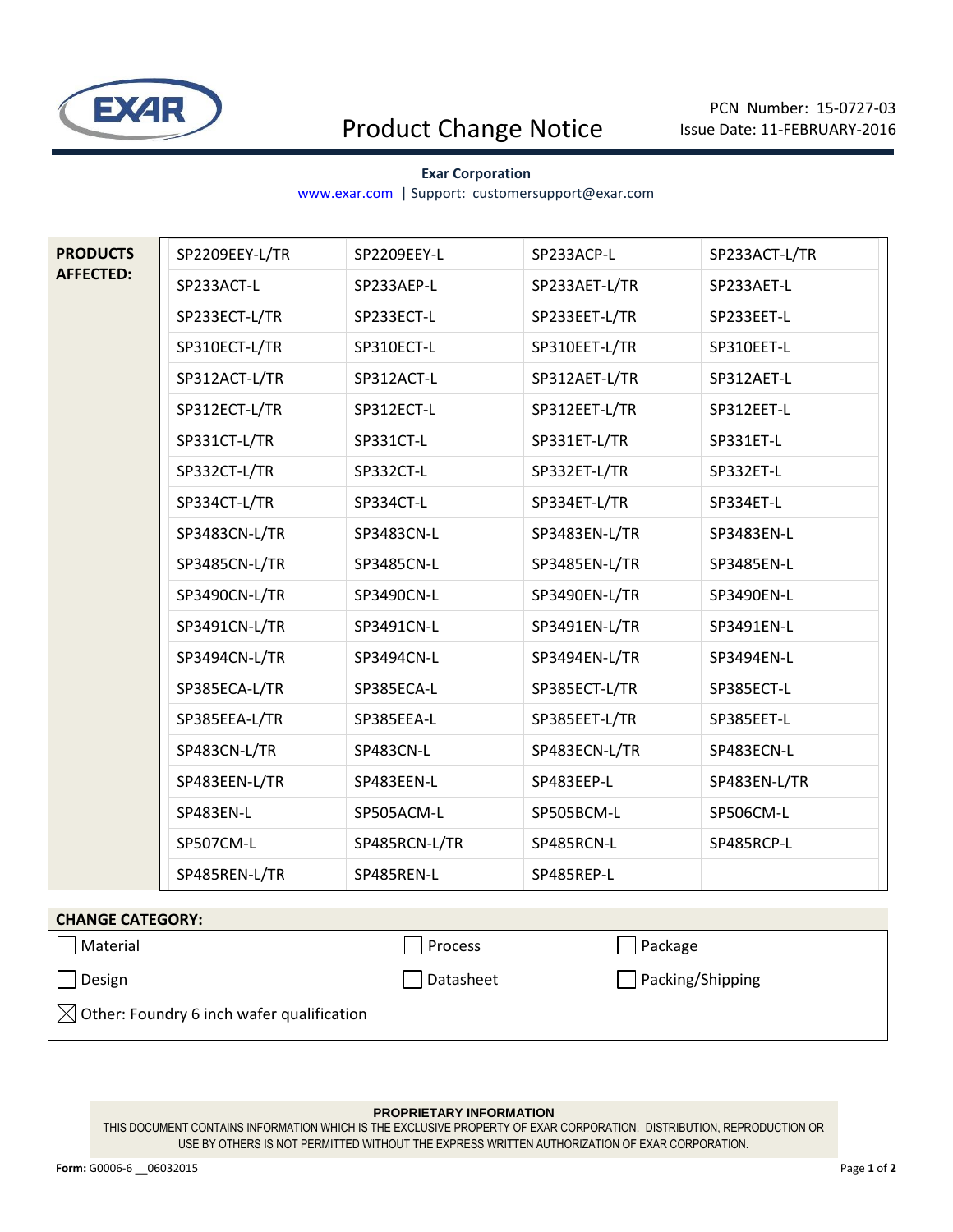EXAR

# Product Change Notice

PCN Number: 15-0727-03
Issue Date: 11-FEBRUARY-2016

**Exar Corporation**
www.exar.com | Support: customersupport@exar.com

**PRODUCTS AFFECTED:**

| | | | |
|---|---|---|---|
| SP2209EEY-L/TR | SP2209EEY-L | SP233ACP-L | SP233ACT-L/TR |
| SP233ACT-L | SP233AEP-L | SP233AET-L/TR | SP233AET-L |
| SP233ECT-L/TR | SP233ECT-L | SP233EET-L/TR | SP233EET-L |
| SP310ECT-L/TR | SP310ECT-L | SP310EET-L/TR | SP310EET-L |
| SP312ACT-L/TR | SP312ACT-L | SP312AET-L/TR | SP312AET-L |
| SP312ECT-L/TR | SP312ECT-L | SP312EET-L/TR | SP312EET-L |
| SP331CT-L/TR | SP331CT-L | SP331ET-L/TR | SP331ET-L |
| SP332CT-L/TR | SP332CT-L | SP332ET-L/TR | SP332ET-L |
| SP334CT-L/TR | SP334CT-L | SP334ET-L/TR | SP334ET-L |
| SP3483CN-L/TR | SP3483CN-L | SP3483EN-L/TR | SP3483EN-L |
| SP3485CN-L/TR | SP3485CN-L | SP3485EN-L/TR | SP3485EN-L |
| SP3490CN-L/TR | SP3490CN-L | SP3490EN-L/TR | SP3490EN-L |
| SP3491CN-L/TR | SP3491CN-L | SP3491EN-L/TR | SP3491EN-L |
| SP3494CN-L/TR | SP3494CN-L | SP3494EN-L/TR | SP3494EN-L |
| SP385ECA-L/TR | SP385ECA-L | SP385ECT-L/TR | SP385ECT-L |
| SP385EEA-L/TR | SP385EEA-L | SP385EET-L/TR | SP385EET-L |
| SP483CN-L/TR | SP483CN-L | SP483ECN-L/TR | SP483ECN-L |
| SP483EEN-L/TR | SP483EEN-L | SP483EEP-L | SP483EN-L/TR |
| SP483EN-L | SP505ACM-L | SP505BCM-L | SP506CM-L |
| SP507CM-L | SP485RCN-L/TR | SP485RCN-L | SP485RCP-L |
| SP485REN-L/TR | SP485REN-L | SP485REP-L | |

**CHANGE CATEGORY:**

- [ ] Material
- [ ] Process
- [ ] Package
- [ ] Design
- [ ] Datasheet
- [ ] Packing/Shipping
- [x] Other: Foundry 6 inch wafer qualification

**PROPRIETARY INFORMATION**
THIS DOCUMENT CONTAINS INFORMATION WHICH IS THE EXCLUSIVE PROPERTY OF EXAR CORPORATION. DISTRIBUTION, REPRODUCTION OR USE BY OTHERS IS NOT PERMITTED WITHOUT THE EXPRESS WRITTEN AUTHORIZATION OF EXAR CORPORATION.

**Form:** G0006-6 __06032015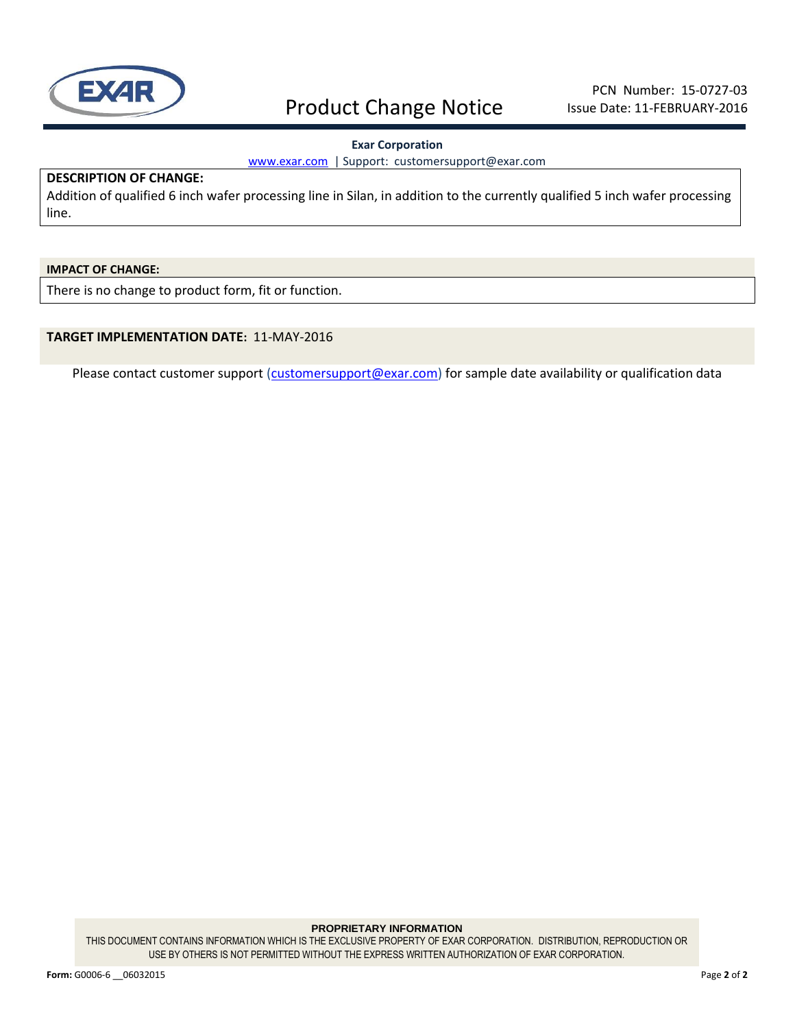# Product Change Notice

PCN Number: 15-0727-03
Issue Date: 11-FEBRUARY-2016

**Exar Corporation**

www.exar.com | Support: customersupport@exar.com

**DESCRIPTION OF CHANGE:**

Addition of qualified 6 inch wafer processing line in Silan, in addition to the currently qualified 5 inch wafer processing line.

**IMPACT OF CHANGE:**

There is no change to product form, fit or function.

**TARGET IMPLEMENTATION DATE:** 11-MAY-2016

Please contact customer support (customersupport@exar.com) for sample date availability or qualification data

**PROPRIETARY INFORMATION**

THIS DOCUMENT CONTAINS INFORMATION WHICH IS THE EXCLUSIVE PROPERTY OF EXAR CORPORATION. DISTRIBUTION, REPRODUCTION OR USE BY OTHERS IS NOT PERMITTED WITHOUT THE EXPRESS WRITTEN AUTHORIZATION OF EXAR CORPORATION.

**Form:** G0006-6 __06032015